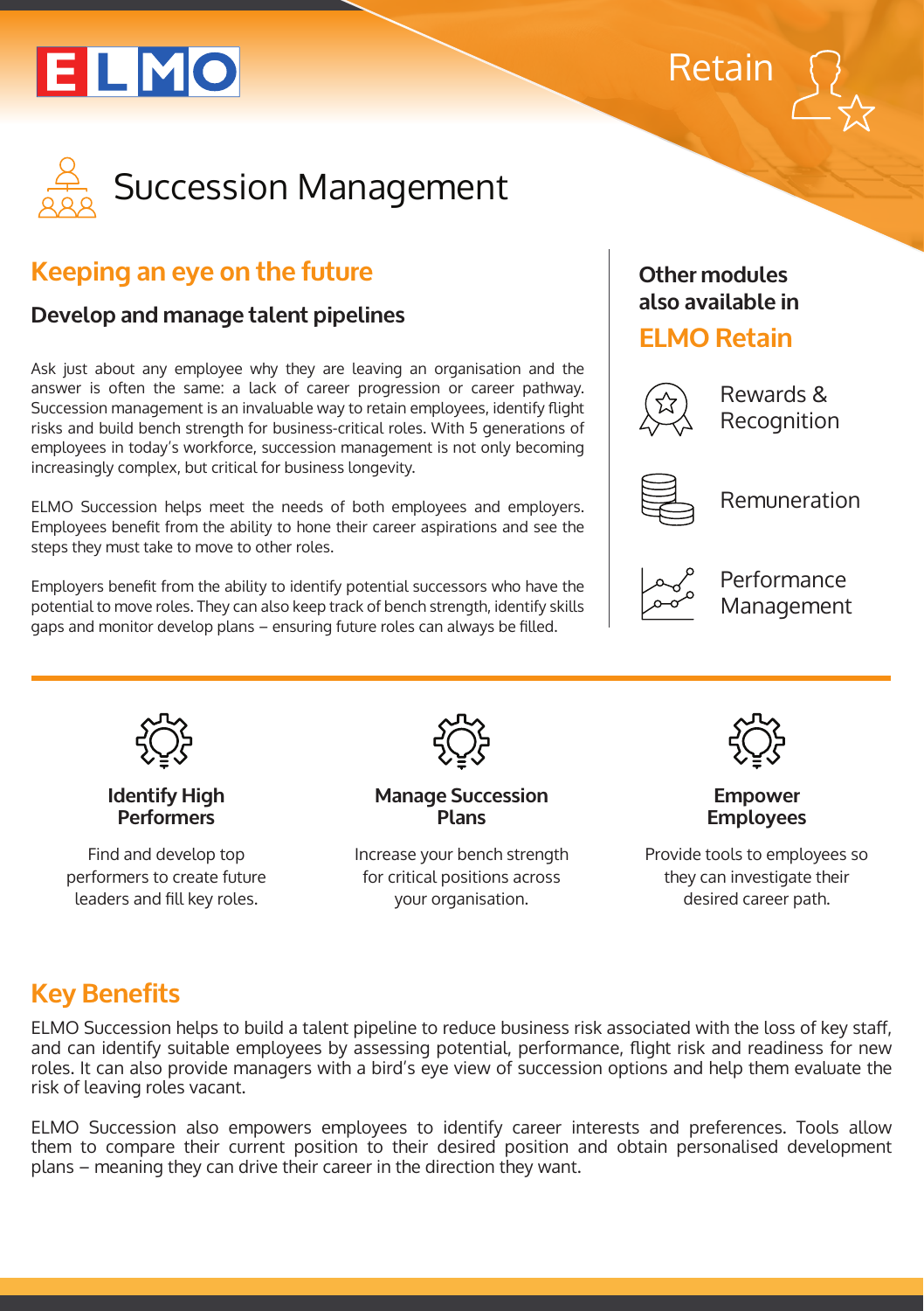ELMO

Retain

# Succession Management

## Keeping an eye on the future

### Develop and manage talent pipelines

Ask just about any employee why they are leaving an organisation and the answer is often the same: a lack of career progression or career pathway. Succession management is an invaluable way to retain employees, identify flight risks and build bench strength for business-critical roles. With 5 generations of employees in today's workforce, succession management is not only becoming increasingly complex, but critical for business longevity.

ELMO Succession helps meet the needs of both employees and employers. Employees benefit from the ability to hone their career aspirations and see the steps they must take to move to other roles.

Employers benefit from the ability to identify potential successors who have the potential to move roles. They can also keep track of bench strength, identify skills gaps and monitor develop plans – ensuring future roles can always be filled.

**Other modules also available in**

## ELMO Retain

- Rewards & Recognition
- Remuneration
- Performance Management

**Identify High Performers**

Find and develop top performers to create future leaders and fill key roles.

**Manage Succession Plans**

Increase your bench strength for critical positions across your organisation.

**Empower Employees**

Provide tools to employees so they can investigate their desired career path.

## Key Benefits

ELMO Succession helps to build a talent pipeline to reduce business risk associated with the loss of key staff, and can identify suitable employees by assessing potential, performance, flight risk and readiness for new roles. It can also provide managers with a bird's eye view of succession options and help them evaluate the risk of leaving roles vacant.

ELMO Succession also empowers employees to identify career interests and preferences. Tools allow them to compare their current position to their desired position and obtain personalised development plans – meaning they can drive their career in the direction they want.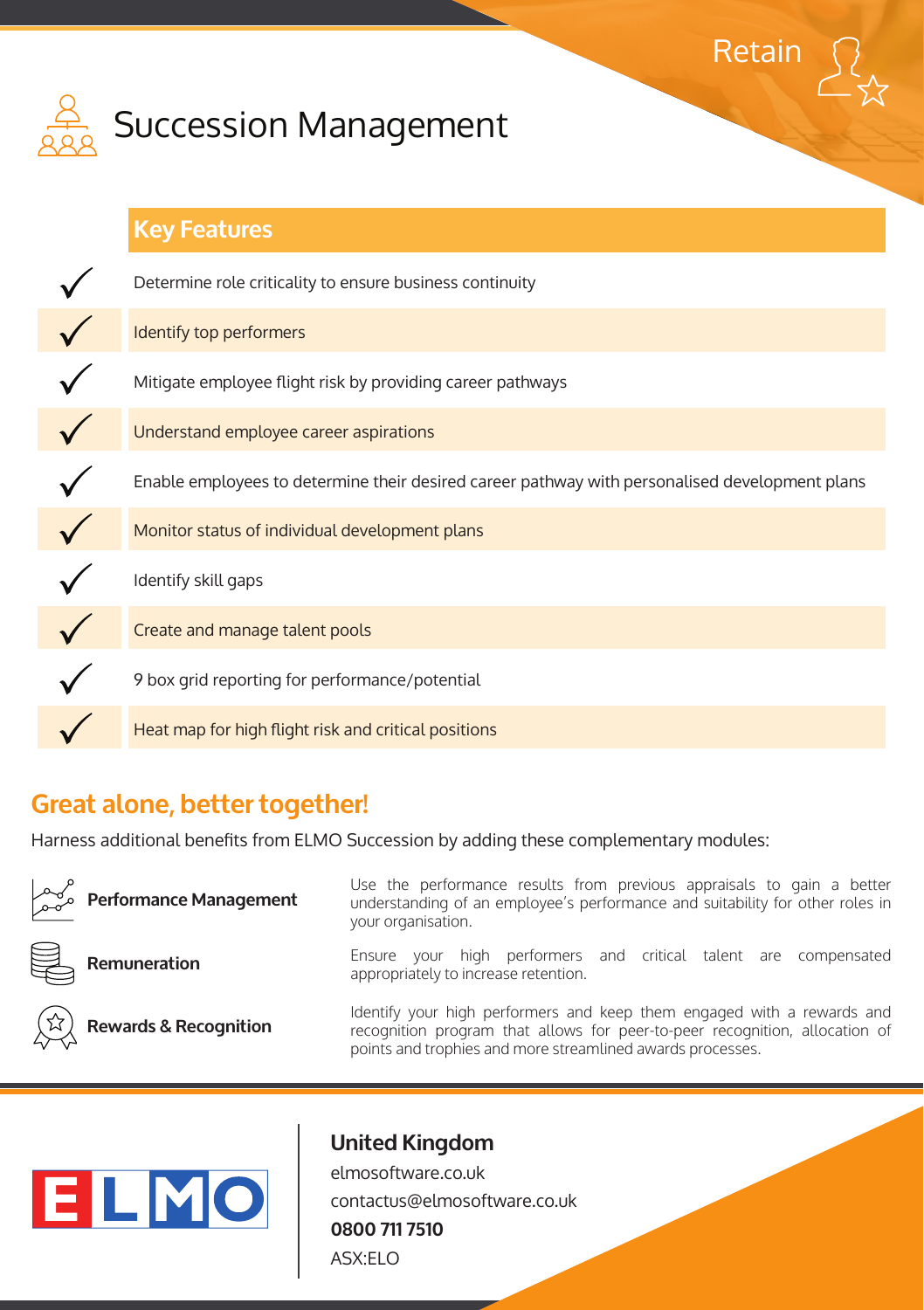Retain

# Succession Management

## Key Features

- ✓ Determine role criticality to ensure business continuity
- ✓ Identify top performers
- ✓ Mitigate employee flight risk by providing career pathways
- ✓ Understand employee career aspirations
- ✓ Enable employees to determine their desired career pathway with personalised development plans
- ✓ Monitor status of individual development plans
- ✓ Identify skill gaps
- ✓ Create and manage talent pools
- ✓ 9 box grid reporting for performance/potential
- ✓ Heat map for high flight risk and critical positions

## Great alone, better together!

Harness additional benefits from ELMO Succession by adding these complementary modules:

**Performance Management**

Use the performance results from previous appraisals to gain a better understanding of an employee's performance and suitability for other roles in your organisation.

**Remuneration**

Ensure your high performers and critical talent are compensated appropriately to increase retention.

**Rewards & Recognition**

Identify your high performers and keep them engaged with a rewards and recognition program that allows for peer-to-peer recognition, allocation of points and trophies and more streamlined awards processes.

ELMO

**United Kingdom**

elmosoftware.co.uk

contactus@elmosoftware.co.uk

**0800 711 7510**

ASX:ELO